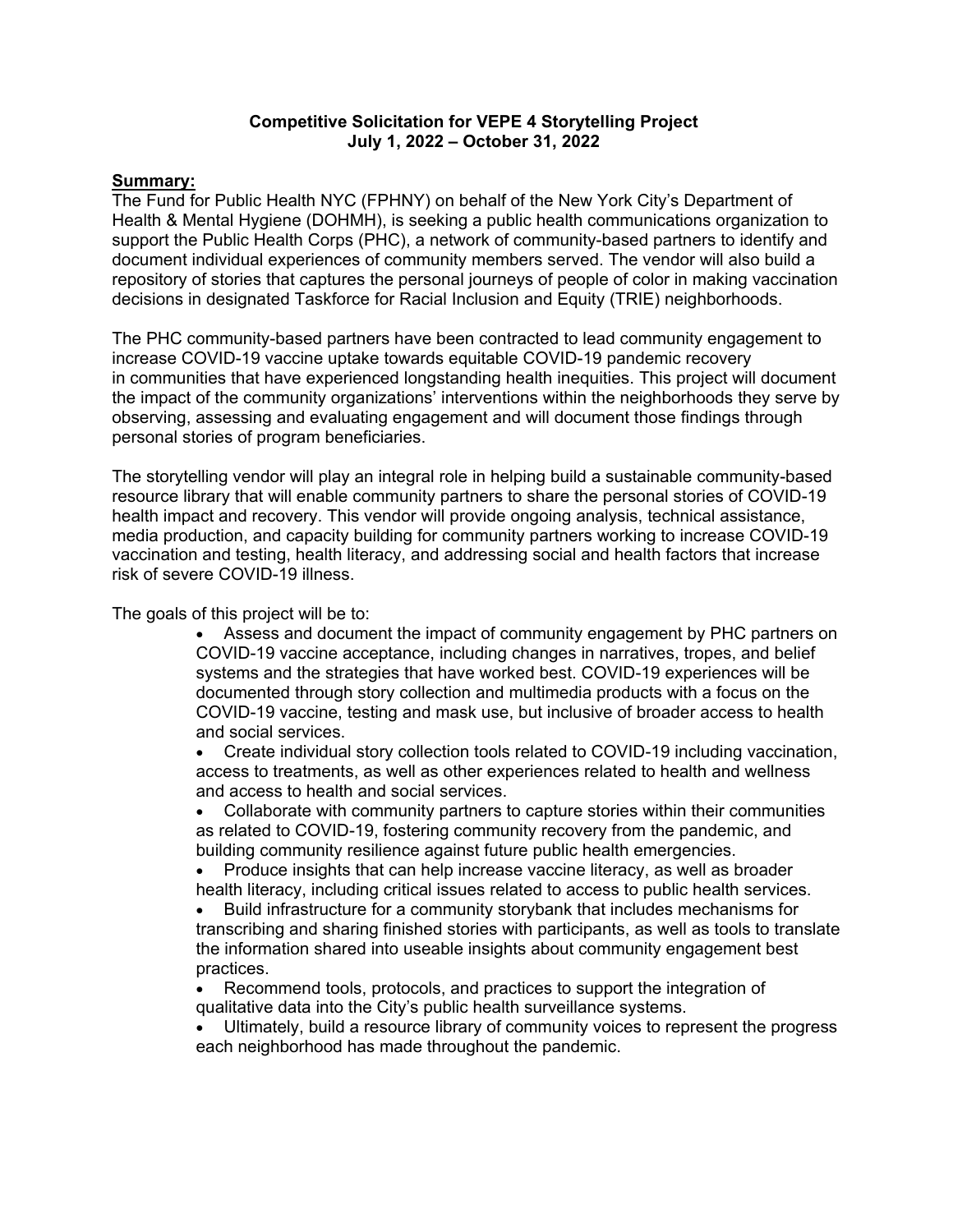# Competitive Solicitation for VEPE 4 Storytelling Project
## July 1, 2022 – October 31, 2022

**Summary:**

The Fund for Public Health NYC (FPHNY) on behalf of the New York City's Department of Health & Mental Hygiene (DOHMH), is seeking a public health communications organization to support the Public Health Corps (PHC), a network of community-based partners to identify and document individual experiences of community members served. The vendor will also build a repository of stories that captures the personal journeys of people of color in making vaccination decisions in designated Taskforce for Racial Inclusion and Equity (TRIE) neighborhoods.

The PHC community-based partners have been contracted to lead community engagement to increase COVID-19 vaccine uptake towards equitable COVID-19 pandemic recovery in communities that have experienced longstanding health inequities. This project will document the impact of the community organizations' interventions within the neighborhoods they serve by observing, assessing and evaluating engagement and will document those findings through personal stories of program beneficiaries.

The storytelling vendor will play an integral role in helping build a sustainable community-based resource library that will enable community partners to share the personal stories of COVID-19 health impact and recovery. This vendor will provide ongoing analysis, technical assistance, media production, and capacity building for community partners working to increase COVID-19 vaccination and testing, health literacy, and addressing social and health factors that increase risk of severe COVID-19 illness.

The goals of this project will be to:

- Assess and document the impact of community engagement by PHC partners on COVID-19 vaccine acceptance, including changes in narratives, tropes, and belief systems and the strategies that have worked best. COVID-19 experiences will be documented through story collection and multimedia products with a focus on the COVID-19 vaccine, testing and mask use, but inclusive of broader access to health and social services.
- Create individual story collection tools related to COVID-19 including vaccination, access to treatments, as well as other experiences related to health and wellness and access to health and social services.
- Collaborate with community partners to capture stories within their communities as related to COVID-19, fostering community recovery from the pandemic, and building community resilience against future public health emergencies.
- Produce insights that can help increase vaccine literacy, as well as broader health literacy, including critical issues related to access to public health services.
- Build infrastructure for a community storybank that includes mechanisms for transcribing and sharing finished stories with participants, as well as tools to translate the information shared into useable insights about community engagement best practices.
- Recommend tools, protocols, and practices to support the integration of qualitative data into the City's public health surveillance systems.
- Ultimately, build a resource library of community voices to represent the progress each neighborhood has made throughout the pandemic.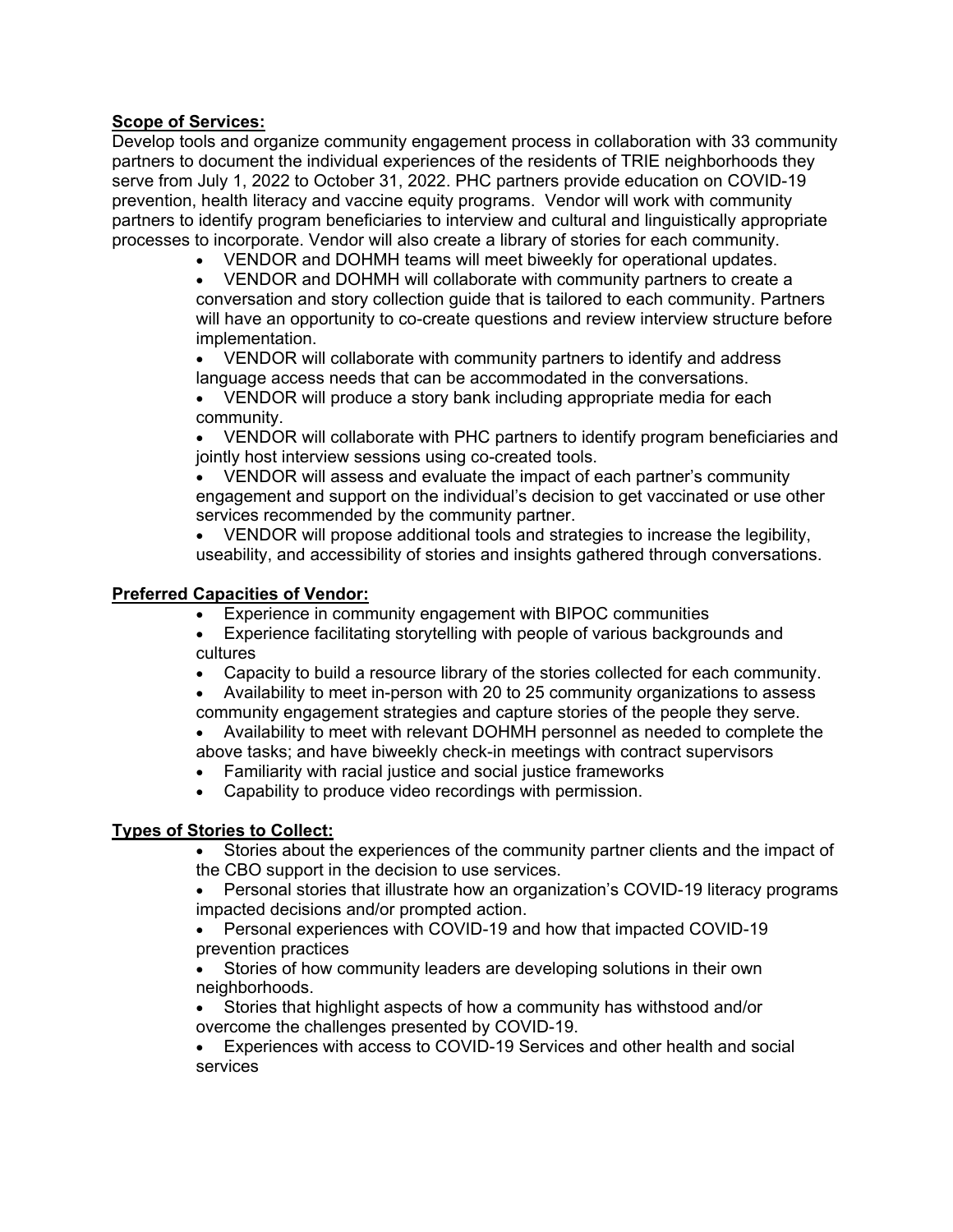**Scope of Services:**

Develop tools and organize community engagement process in collaboration with 33 community partners to document the individual experiences of the residents of TRIE neighborhoods they serve from July 1, 2022 to October 31, 2022. PHC partners provide education on COVID-19 prevention, health literacy and vaccine equity programs. Vendor will work with community partners to identify program beneficiaries to interview and cultural and linguistically appropriate processes to incorporate. Vendor will also create a library of stories for each community.

- VENDOR and DOHMH teams will meet biweekly for operational updates.
- VENDOR and DOHMH will collaborate with community partners to create a conversation and story collection guide that is tailored to each community. Partners will have an opportunity to co-create questions and review interview structure before implementation.
- VENDOR will collaborate with community partners to identify and address language access needs that can be accommodated in the conversations.
- VENDOR will produce a story bank including appropriate media for each community.
- VENDOR will collaborate with PHC partners to identify program beneficiaries and jointly host interview sessions using co-created tools.
- VENDOR will assess and evaluate the impact of each partner's community engagement and support on the individual's decision to get vaccinated or use other services recommended by the community partner.
- VENDOR will propose additional tools and strategies to increase the legibility, useability, and accessibility of stories and insights gathered through conversations.

**Preferred Capacities of Vendor:**

- Experience in community engagement with BIPOC communities
- Experience facilitating storytelling with people of various backgrounds and cultures
- Capacity to build a resource library of the stories collected for each community.
- Availability to meet in-person with 20 to 25 community organizations to assess community engagement strategies and capture stories of the people they serve.
- Availability to meet with relevant DOHMH personnel as needed to complete the above tasks; and have biweekly check-in meetings with contract supervisors
- Familiarity with racial justice and social justice frameworks
- Capability to produce video recordings with permission.

**Types of Stories to Collect:**

- Stories about the experiences of the community partner clients and the impact of the CBO support in the decision to use services.
- Personal stories that illustrate how an organization's COVID-19 literacy programs impacted decisions and/or prompted action.
- Personal experiences with COVID-19 and how that impacted COVID-19 prevention practices
- Stories of how community leaders are developing solutions in their own neighborhoods.
- Stories that highlight aspects of how a community has withstood and/or overcome the challenges presented by COVID-19.
- Experiences with access to COVID-19 Services and other health and social services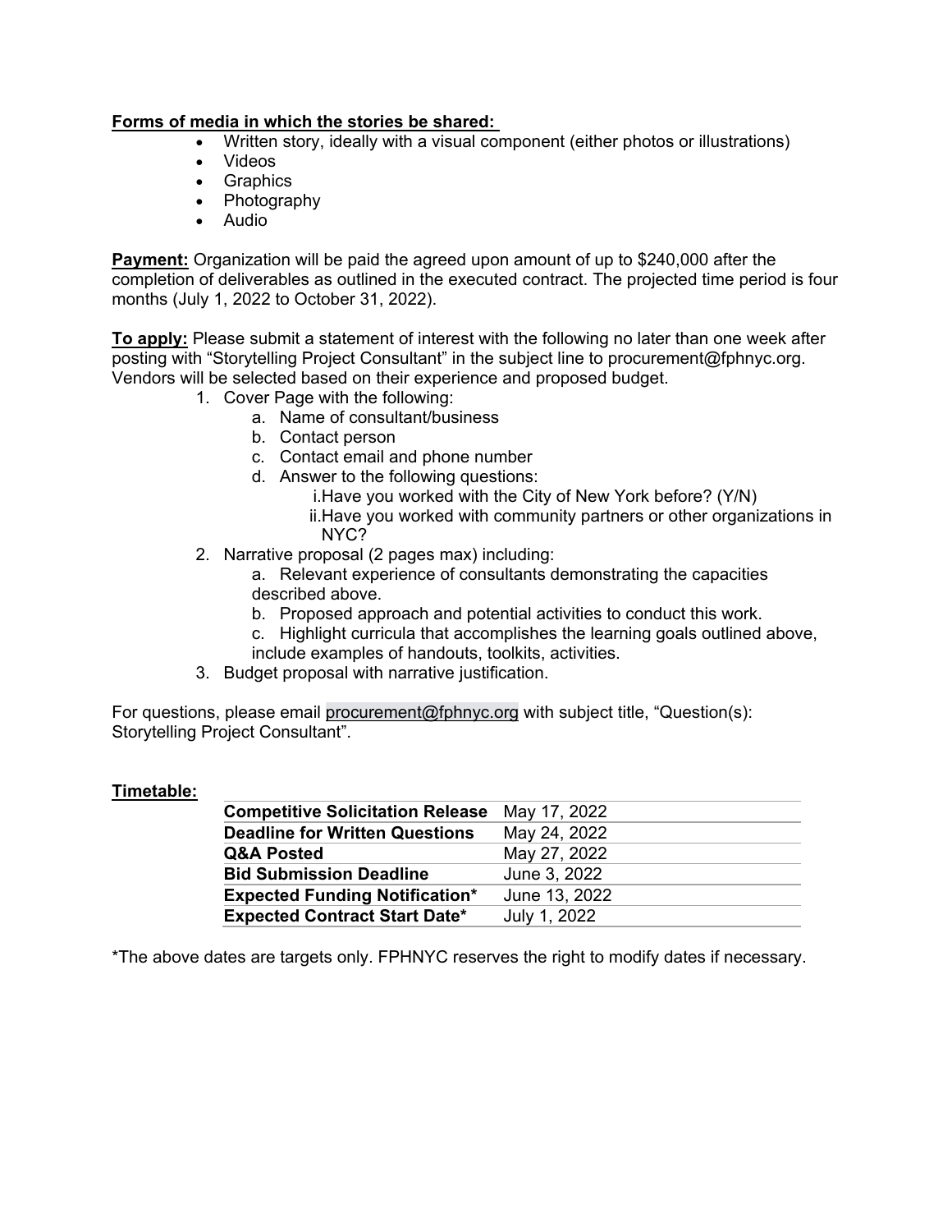**Forms of media in which the stories be shared:**

- Written story, ideally with a visual component (either photos or illustrations)
- Videos
- Graphics
- Photography
- Audio

**Payment:** Organization will be paid the agreed upon amount of up to $240,000 after the completion of deliverables as outlined in the executed contract. The projected time period is four months (July 1, 2022 to October 31, 2022).

**To apply:** Please submit a statement of interest with the following no later than one week after posting with "Storytelling Project Consultant" in the subject line to procurement@fphnyc.org. Vendors will be selected based on their experience and proposed budget.

1. Cover Page with the following:
   a. Name of consultant/business
   b. Contact person
   c. Contact email and phone number
   d. Answer to the following questions:
      i. Have you worked with the City of New York before? (Y/N)
      ii. Have you worked with community partners or other organizations in NYC?
2. Narrative proposal (2 pages max) including:
   a. Relevant experience of consultants demonstrating the capacities described above.
   b. Proposed approach and potential activities to conduct this work.
   c. Highlight curricula that accomplishes the learning goals outlined above, include examples of handouts, toolkits, activities.
3. Budget proposal with narrative justification.

For questions, please email procurement@fphnyc.org with subject title, "Question(s): Storytelling Project Consultant".

**Timetable:**

| | |
|---|---|
| **Competitive Solicitation Release** | May 17, 2022 |
| **Deadline for Written Questions** | May 24, 2022 |
| **Q&A Posted** | May 27, 2022 |
| **Bid Submission Deadline** | June 3, 2022 |
| **Expected Funding Notification*** | June 13, 2022 |
| **Expected Contract Start Date*** | July 1, 2022 |

*The above dates are targets only. FPHNYC reserves the right to modify dates if necessary.